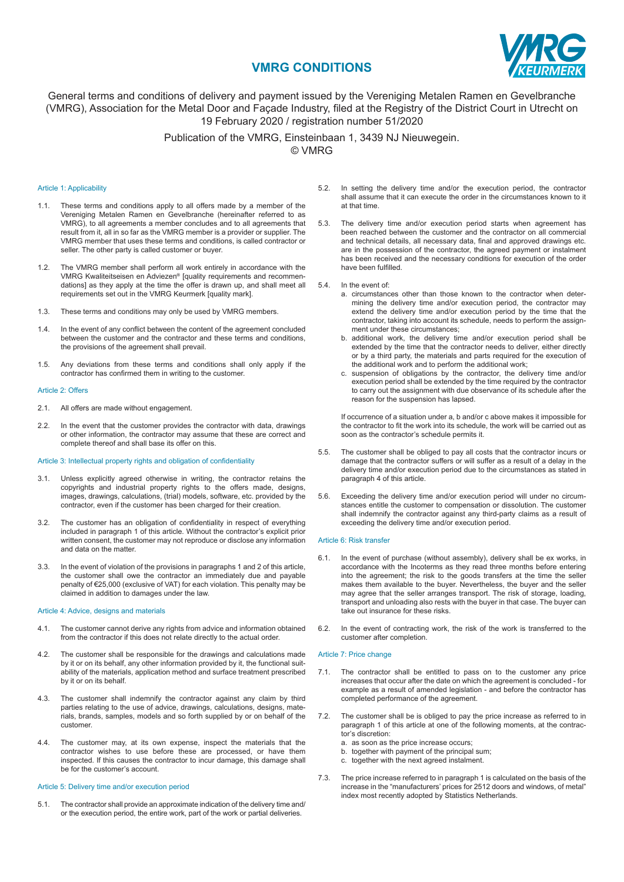# VMRG CONDITIONS

General terms and conditions of delivery and payment issued by the Vereniging Metalen Ramen en Gevelbranche (VMRG), Association for the Metal Door and Façade Industry, filed at the Registry of the District Court in Utrecht on 19 February 2020 / registration number 51/2020

Publication of the VMRG, Einsteinbaan 1, 3439 NJ Nieuwegein.
© VMRG

## Article 1: Applicability

1.1. These terms and conditions apply to all offers made by a member of the Vereniging Metalen Ramen en Gevelbranche (hereinafter referred to as VMRG), to all agreements a member concludes and to all agreements that result from it, all in so far as the VMRG member is a provider or supplier. The VMRG member that uses these terms and conditions, is called contractor or seller. The other party is called customer or buyer.

1.2. The VMRG member shall perform all work entirely in accordance with the VMRG Kwaliteitseisen en Adviezen® [quality requirements and recommendations] as they apply at the time the offer is drawn up, and shall meet all requirements set out in the VMRG Keurmerk [quality mark].

1.3. These terms and conditions may only be used by VMRG members.

1.4. In the event of any conflict between the content of the agreement concluded between the customer and the contractor and these terms and conditions, the provisions of the agreement shall prevail.

1.5. Any deviations from these terms and conditions shall only apply if the contractor has confirmed them in writing to the customer.

## Article 2: Offers

2.1. All offers are made without engagement.

2.2. In the event that the customer provides the contractor with data, drawings or other information, the contractor may assume that these are correct and complete thereof and shall base its offer on this.

## Article 3: Intellectual property rights and obligation of confidentiality

3.1. Unless explicitly agreed otherwise in writing, the contractor retains the copyrights and industrial property rights to the offers made, designs, images, drawings, calculations, (trial) models, software, etc. provided by the contractor, even if the customer has been charged for their creation.

3.2. The customer has an obligation of confidentiality in respect of everything included in paragraph 1 of this article. Without the contractor's explicit prior written consent, the customer may not reproduce or disclose any information and data on the matter.

3.3. In the event of violation of the provisions in paragraphs 1 and 2 of this article, the customer shall owe the contractor an immediately due and payable penalty of €25,000 (exclusive of VAT) for each violation. This penalty may be claimed in addition to damages under the law.

## Article 4: Advice, designs and materials

4.1. The customer cannot derive any rights from advice and information obtained from the contractor if this does not relate directly to the actual order.

4.2. The customer shall be responsible for the drawings and calculations made by it or on its behalf, any other information provided by it, the functional suitability of the materials, application method and surface treatment prescribed by it or on its behalf.

4.3. The customer shall indemnify the contractor against any claim by third parties relating to the use of advice, drawings, calculations, designs, materials, brands, samples, models and so forth supplied by or on behalf of the customer.

4.4. The customer may, at its own expense, inspect the materials that the contractor wishes to use before these are processed, or have them inspected. If this causes the contractor to incur damage, this damage shall be for the customer's account.

## Article 5: Delivery time and/or execution period

5.1. The contractor shall provide an approximate indication of the delivery time and/or the execution period, the entire work, part of the work or partial deliveries.

5.2. In setting the delivery time and/or the execution period, the contractor shall assume that it can execute the order in the circumstances known to it at that time.

5.3. The delivery time and/or execution period starts when agreement has been reached between the customer and the contractor on all commercial and technical details, all necessary data, final and approved drawings etc. are in the possession of the contractor, the agreed payment or instalment has been received and the necessary conditions for execution of the order have been fulfilled.

5.4. In the event of:
   a. circumstances other than those known to the contractor when determining the delivery time and/or execution period, the contractor may extend the delivery time and/or execution period by the time that the contractor, taking into account its schedule, needs to perform the assignment under these circumstances;
   b. additional work, the delivery time and/or execution period shall be extended by the time that the contractor needs to deliver, either directly or by a third party, the materials and parts required for the execution of the additional work and to perform the additional work;
   c. suspension of obligations by the contractor, the delivery time and/or execution period shall be extended by the time required by the contractor to carry out the assignment with due observance of its schedule after the reason for the suspension has lapsed.

   If occurrence of a situation under a, b and/or c above makes it impossible for the contractor to fit the work into its schedule, the work will be carried out as soon as the contractor's schedule permits it.

5.5. The customer shall be obliged to pay all costs that the contractor incurs or damage that the contractor suffers or will suffer as a result of a delay in the delivery time and/or execution period due to the circumstances as stated in paragraph 4 of this article.

5.6. Exceeding the delivery time and/or execution period will under no circumstances entitle the customer to compensation or dissolution. The customer shall indemnify the contractor against any third-party claims as a result of exceeding the delivery time and/or execution period.

## Article 6: Risk transfer

6.1. In the event of purchase (without assembly), delivery shall be ex works, in accordance with the Incoterms as they read three months before entering into the agreement; the risk to the goods transfers at the time the seller makes them available to the buyer. Nevertheless, the buyer and the seller may agree that the seller arranges transport. The risk of storage, loading, transport and unloading also rests with the buyer in that case. The buyer can take out insurance for these risks.

6.2. In the event of contracting work, the risk of the work is transferred to the customer after completion.

## Article 7: Price change

7.1. The contractor shall be entitled to pass on to the customer any price increases that occur after the date on which the agreement is concluded - for example as a result of amended legislation - and before the contractor has completed performance of the agreement.

7.2. The customer shall be is obliged to pay the price increase as referred to in paragraph 1 of this article at one of the following moments, at the contractor's discretion:
   a. as soon as the price increase occurs;
   b. together with payment of the principal sum;
   c. together with the next agreed instalment.

7.3. The price increase referred to in paragraph 1 is calculated on the basis of the increase in the "manufacturers' prices for 2512 doors and windows, of metal" index most recently adopted by Statistics Netherlands.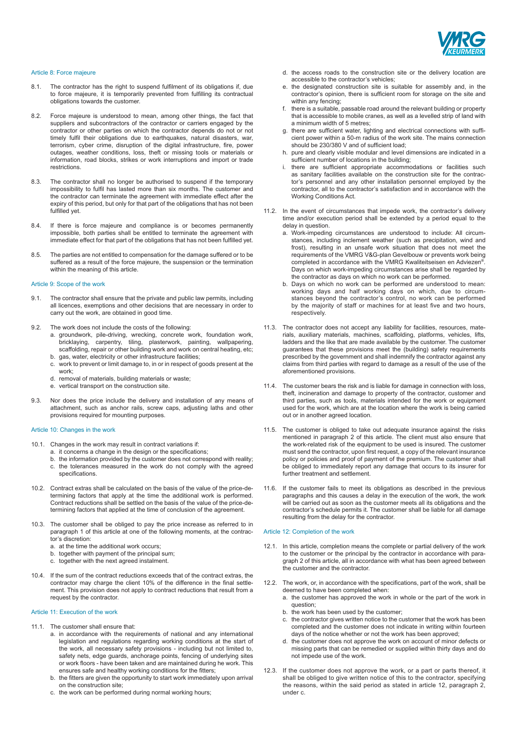### Article 8: Force majeure

8.1. The contractor has the right to suspend fulfilment of its obligations if, due to force majeure, it is temporarily prevented from fulfilling its contractual obligations towards the customer.

8.2. Force majeure is understood to mean, among other things, the fact that suppliers and subcontractors of the contractor or carriers engaged by the contractor or other parties on which the contractor depends do not or not timely fulfil their obligations due to earthquakes, natural disasters, war, terrorism, cyber crime, disruption of the digital infrastructure, fire, power outages, weather conditions, loss, theft or missing tools or materials or information, road blocks, strikes or work interruptions and import or trade restrictions.

8.3. The contractor shall no longer be authorised to suspend if the temporary impossibility to fulfil has lasted more than six months. The customer and the contractor can terminate the agreement with immediate effect after the expiry of this period, but only for that part of the obligations that has not been fulfilled yet.

8.4. If there is force majeure and compliance is or becomes permanently impossible, both parties shall be entitled to terminate the agreement with immediate effect for that part of the obligations that has not been fulfilled yet.

8.5. The parties are not entitled to compensation for the damage suffered or to be suffered as a result of the force majeure, the suspension or the termination within the meaning of this article.

### Article 9: Scope of the work

9.1. The contractor shall ensure that the private and public law permits, including all licences, exemptions and other decisions that are necessary in order to carry out the work, are obtained in good time.

9.2. The work does not include the costs of the following:
   a. groundwork, pile-driving, wrecking, concrete work, foundation work, bricklaying, carpentry, tiling, plasterwork, painting, wallpapering, scaffolding, repair or other building work and work on central heating, etc;
   b. gas, water, electricity or other infrastructure facilities;
   c. work to prevent or limit damage to, in or in respect of goods present at the work;
   d. removal of materials, building materials or waste;
   e. vertical transport on the construction site.

9.3. Nor does the price include the delivery and installation of any means of attachment, such as anchor rails, screw caps, adjusting laths and other provisions required for mounting purposes.

### Article 10: Changes in the work

10.1. Changes in the work may result in contract variations if:
   a. it concerns a change in the design or the specifications;
   b. the information provided by the customer does not correspond with reality;
   c. the tolerances measured in the work do not comply with the agreed specifications.

10.2. Contract extras shall be calculated on the basis of the value of the price-determining factors that apply at the time the additional work is performed. Contract reductions shall be settled on the basis of the value of the price-determining factors that applied at the time of conclusion of the agreement.

10.3. The customer shall be obliged to pay the price increase as referred to in paragraph 1 of this article at one of the following moments, at the contractor's discretion:
   a. at the time the additional work occurs;
   b. together with payment of the principal sum;
   c. together with the next agreed instalment.

10.4. If the sum of the contract reductions exceeds that of the contract extras, the contractor may charge the client 10% of the difference in the final settlement. This provision does not apply to contract reductions that result from a request by the contractor.

### Article 11: Execution of the work

11.1. The customer shall ensure that:
   a. in accordance with the requirements of national and any international legislation and regulations regarding working conditions at the start of the work, all necessary safety provisions - including but not limited to, safety nets, edge guards, anchorage points, fencing of underlying sites or work floors - have been taken and are maintained during he work. This ensures safe and healthy working conditions for the fitters;
   b. the fitters are given the opportunity to start work immediately upon arrival on the construction site;
   c. the work can be performed during normal working hours;
   d. the access roads to the construction site or the delivery location are accessible to the contractor's vehicles;
   e. the designated construction site is suitable for assembly and, in the contractor's opinion, there is sufficient room for storage on the site and within any fencing;
   f. there is a suitable, passable road around the relevant building or property that is accessible to mobile cranes, as well as a levelled strip of land with a minimum width of 5 metres;
   g. there are sufficient water, lighting and electrical connections with sufficient power within a 50-m radius of the work site. The mains connection should be 230/380 V and of sufficient load;
   h. pure and clearly visible modular and level dimensions are indicated in a sufficient number of locations in the building;
   i. there are sufficient appropriate accommodations or facilities such as sanitary facilities available on the construction site for the contractor's personnel and any other installation personnel employed by the contractor, all to the contractor's satisfaction and in accordance with the Working Conditions Act.

11.2. In the event of circumstances that impede work, the contractor's delivery time and/or execution period shall be extended by a period equal to the delay in question.
   a. Work-impeding circumstances are understood to include: All circumstances, including inclement weather (such as precipitation, wind and frost), resulting in an unsafe work situation that does not meet the requirements of the VMRG V&G-plan Gevelbouw or prevents work being completed in accordance with the VMRG Kwaliteitseisen en Adviezen®. Days on which work-impeding circumstances arise shall be regarded by the contractor as days on which no work can be performed.
   b. Days on which no work can be performed are understood to mean: working days and half working days on which, due to circumstances beyond the contractor's control, no work can be performed by the majority of staff or machines for at least five and two hours, respectively.

11.3. The contractor does not accept any liability for facilities, resources, materials, auxiliary materials, machines, scaffolding, platforms, vehicles, lifts, ladders and the like that are made available by the customer. The customer guarantees that these provisions meet the (building) safety requirements prescribed by the government and shall indemnify the contractor against any claims from third parties with regard to damage as a result of the use of the aforementioned provisions.

11.4. The customer bears the risk and is liable for damage in connection with loss, theft, incineration and damage to property of the contractor, customer and third parties, such as tools, materials intended for the work or equipment used for the work, which are at the location where the work is being carried out or in another agreed location.

11.5. The customer is obliged to take out adequate insurance against the risks mentioned in paragraph 2 of this article. The client must also ensure that the work-related risk of the equipment to be used is insured. The customer must send the contractor, upon first request, a copy of the relevant insurance policy or policies and proof of payment of the premium. The customer shall be obliged to immediately report any damage that occurs to its insurer for further treatment and settlement.

11.6. If the customer fails to meet its obligations as described in the previous paragraphs and this causes a delay in the execution of the work, the work will be carried out as soon as the customer meets all its obligations and the contractor's schedule permits it. The customer shall be liable for all damage resulting from the delay for the contractor.

### Article 12: Completion of the work

12.1. In this article, completion means the complete or partial delivery of the work to the customer or the principal by the contractor in accordance with paragraph 2 of this article, all in accordance with what has been agreed between the customer and the contractor.

12.2. The work, or, in accordance with the specifications, part of the work, shall be deemed to have been completed when:
   a. the customer has approved the work in whole or the part of the work in question;
   b. the work has been used by the customer;
   c. the contractor gives written notice to the customer that the work has been completed and the customer does not indicate in writing within fourteen days of the notice whether or not the work has been approved;
   d. the customer does not approve the work on account of minor defects or missing parts that can be remedied or supplied within thirty days and do not impede use of the work.

12.3. If the customer does not approve the work, or a part or parts thereof, it shall be obliged to give written notice of this to the contractor, specifying the reasons, within the said period as stated in article 12, paragraph 2, under c.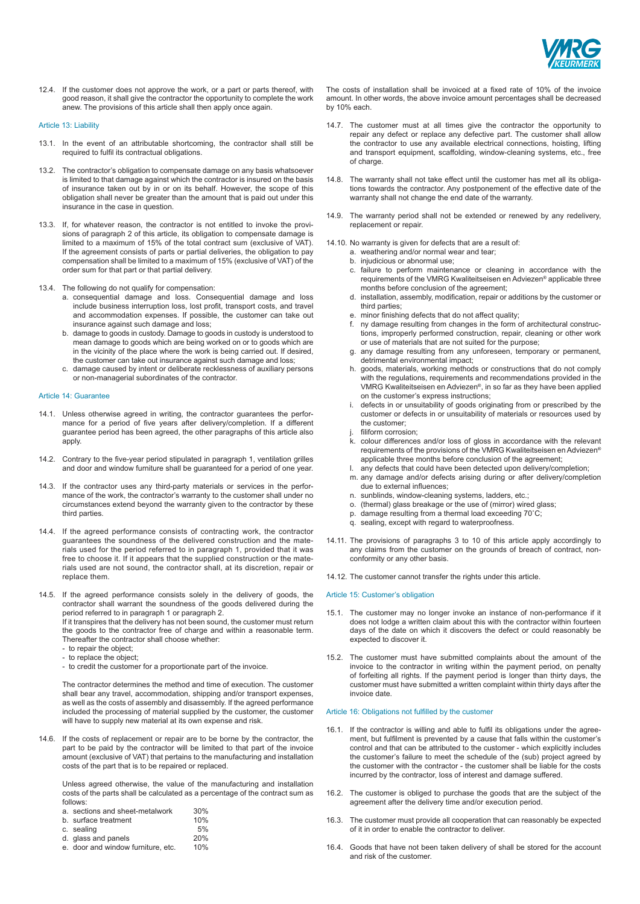12.4. If the customer does not approve the work, or a part or parts thereof, with good reason, it shall give the contractor the opportunity to complete the work anew. The provisions of this article shall then apply once again.

## Article 13: Liability

13.1. In the event of an attributable shortcoming, the contractor shall still be required to fulfil its contractual obligations.

13.2. The contractor's obligation to compensate damage on any basis whatsoever is limited to that damage against which the contractor is insured on the basis of insurance taken out by in or on its behalf. However, the scope of this obligation shall never be greater than the amount that is paid out under this insurance in the case in question.

13.3. If, for whatever reason, the contractor is not entitled to invoke the provisions of paragraph 2 of this article, its obligation to compensate damage is limited to a maximum of 15% of the total contract sum (exclusive of VAT). If the agreement consists of parts or partial deliveries, the obligation to pay compensation shall be limited to a maximum of 15% (exclusive of VAT) of the order sum for that part or that partial delivery.

13.4. The following do not qualify for compensation:
   a. consequential damage and loss. Consequential damage and loss include business interruption loss, lost profit, transport costs, and travel and accommodation expenses. If possible, the customer can take out insurance against such damage and loss;
   b. damage to goods in custody. Damage to goods in custody is understood to mean damage to goods which are being worked on or to goods which are in the vicinity of the place where the work is being carried out. If desired, the customer can take out insurance against such damage and loss;
   c. damage caused by intent or deliberate recklessness of auxiliary persons or non-managerial subordinates of the contractor.

## Article 14: Guarantee

14.1. Unless otherwise agreed in writing, the contractor guarantees the performance for a period of five years after delivery/completion. If a different guarantee period has been agreed, the other paragraphs of this article also apply.

14.2. Contrary to the five-year period stipulated in paragraph 1, ventilation grilles and door and window furniture shall be guaranteed for a period of one year.

14.3. If the contractor uses any third-party materials or services in the performance of the work, the contractor's warranty to the customer shall under no circumstances extend beyond the warranty given to the contractor by these third parties.

14.4. If the agreed performance consists of contracting work, the contractor guarantees the soundness of the delivered construction and the materials used for the period referred to in paragraph 1, provided that it was free to choose it. If it appears that the supplied construction or the materials used are not sound, the contractor shall, at its discretion, repair or replace them.

14.5. If the agreed performance consists solely in the delivery of goods, the contractor shall warrant the soundness of the goods delivered during the period referred to in paragraph 1 or paragraph 2.
If it transpires that the delivery has not been sound, the customer must return the goods to the contractor free of charge and within a reasonable term. Thereafter the contractor shall choose whether:
- to repair the object;
- to replace the object;
- to credit the customer for a proportionate part of the invoice.

The contractor determines the method and time of execution. The customer shall bear any travel, accommodation, shipping and/or transport expenses, as well as the costs of assembly and disassembly. If the agreed performance included the processing of material supplied by the customer, the customer will have to supply new material at its own expense and risk.

14.6. If the costs of replacement or repair are to be borne by the contractor, the part to be paid by the contractor will be limited to that part of the invoice amount (exclusive of VAT) that pertains to the manufacturing and installation costs of the part that is to be repaired or replaced.

Unless agreed otherwise, the value of the manufacturing and installation costs of the parts shall be calculated as a percentage of the contract sum as follows:

| | |
|---|---|
| a. sections and sheet-metalwork | 30% |
| b. surface treatment | 10% |
| c. sealing | 5% |
| d. glass and panels | 20% |
| e. door and window furniture, etc. | 10% |

The costs of installation shall be invoiced at a fixed rate of 10% of the invoice amount. In other words, the above invoice amount percentages shall be decreased by 10% each.

14.7. The customer must at all times give the contractor the opportunity to repair any defect or replace any defective part. The customer shall allow the contractor to use any available electrical connections, hoisting, lifting and transport equipment, scaffolding, window-cleaning systems, etc., free of charge.

14.8. The warranty shall not take effect until the customer has met all its obligations towards the contractor. Any postponement of the effective date of the warranty shall not change the end date of the warranty.

14.9. The warranty period shall not be extended or renewed by any redelivery, replacement or repair.

14.10. No warranty is given for defects that are a result of:
   a. weathering and/or normal wear and tear;
   b. injudicious or abnormal use;
   c. failure to perform maintenance or cleaning in accordance with the requirements of the VMRG Kwaliteitseisen en Adviezen® applicable three months before conclusion of the agreement;
   d. installation, assembly, modification, repair or additions by the customer or third parties;
   e. minor finishing defects that do not affect quality;
   f. ny damage resulting from changes in the form of architectural constructions, improperly performed construction, repair, cleaning or other work or use of materials that are not suited for the purpose;
   g. any damage resulting from any unforeseen, temporary or permanent, detrimental environmental impact;
   h. goods, materials, working methods or constructions that do not comply with the regulations, requirements and recommendations provided in the VMRG Kwaliteitseisen en Adviezen®, in so far as they have been applied on the customer's express instructions;
   i. defects in or unsuitability of goods originating from or prescribed by the customer or defects in or unsuitability of materials or resources used by the customer;
   j. filiform corrosion;
   k. colour differences and/or loss of gloss in accordance with the relevant requirements of the provisions of the VMRG Kwaliteitseisen en Adviezen® applicable three months before conclusion of the agreement;
   l. any defects that could have been detected upon delivery/completion;
   m. any damage and/or defects arising during or after delivery/completion due to external influences;
   n. sunblinds, window-cleaning systems, ladders, etc.;
   o. (thermal) glass breakage or the use of (mirror) wired glass;
   p. damage resulting from a thermal load exceeding 70˚C;
   q. sealing, except with regard to waterproofness.

14.11. The provisions of paragraphs 3 to 10 of this article apply accordingly to any claims from the customer on the grounds of breach of contract, non-conformity or any other basis.

14.12. The customer cannot transfer the rights under this article.

## Article 15: Customer's obligation

15.1. The customer may no longer invoke an instance of non-performance if it does not lodge a written claim about this with the contractor within fourteen days of the date on which it discovers the defect or could reasonably be expected to discover it.

15.2. The customer must have submitted complaints about the amount of the invoice to the contractor in writing within the payment period, on penalty of forfeiting all rights. If the payment period is longer than thirty days, the customer must have submitted a written complaint within thirty days after the invoice date.

## Article 16: Obligations not fulfilled by the customer

16.1. If the contractor is willing and able to fulfil its obligations under the agreement, but fulfilment is prevented by a cause that falls within the customer's control and that can be attributed to the customer - which explicitly includes the customer's failure to meet the schedule of the (sub) project agreed by the customer with the contractor - the customer shall be liable for the costs incurred by the contractor, loss of interest and damage suffered.

16.2. The customer is obliged to purchase the goods that are the subject of the agreement after the delivery time and/or execution period.

16.3. The customer must provide all cooperation that can reasonably be expected of it in order to enable the contractor to deliver.

16.4. Goods that have not been taken delivery of shall be stored for the account and risk of the customer.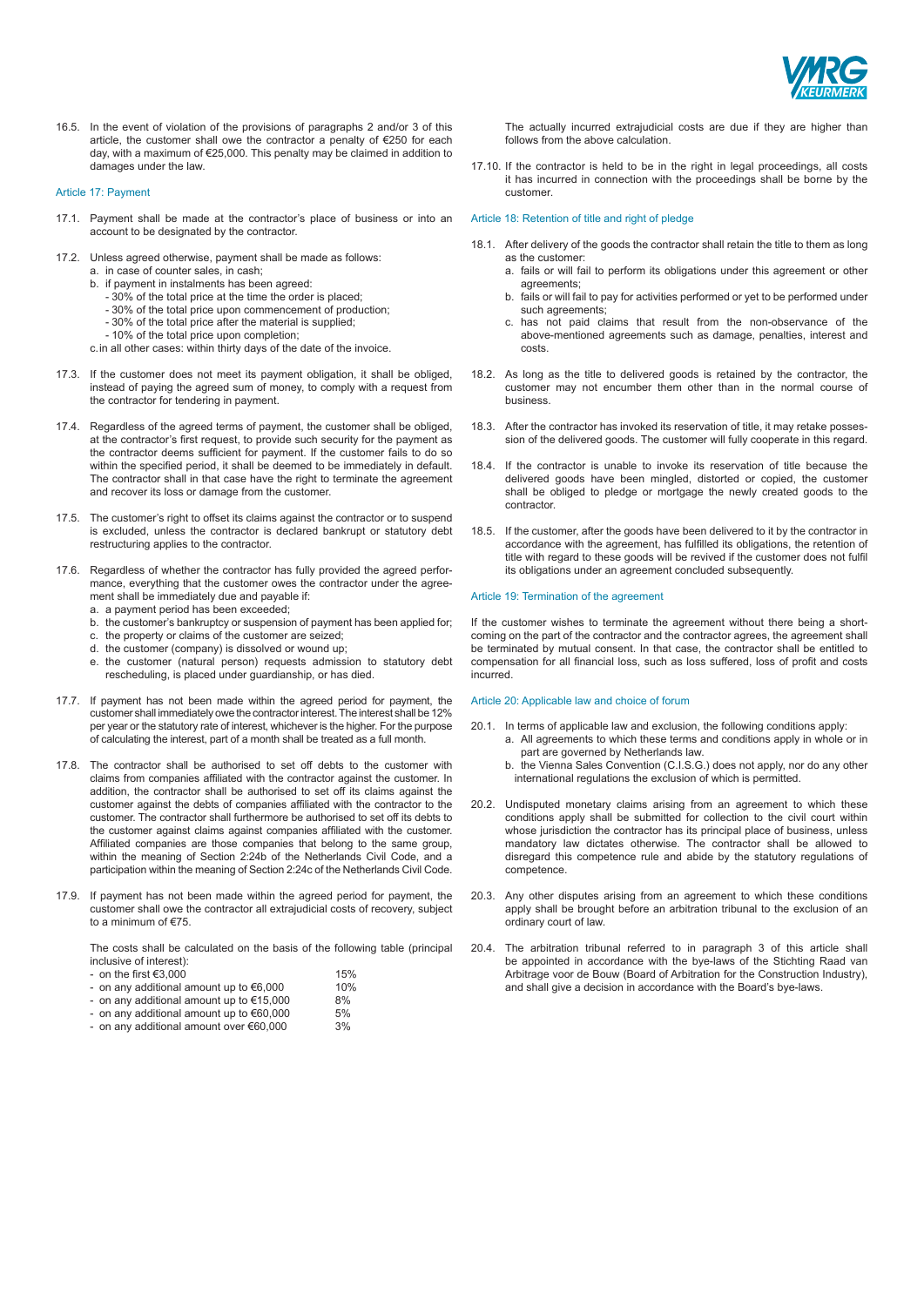16.5. In the event of violation of the provisions of paragraphs 2 and/or 3 of this article, the customer shall owe the contractor a penalty of €250 for each day, with a maximum of €25,000. This penalty may be claimed in addition to damages under the law.

## Article 17: Payment

17.1. Payment shall be made at the contractor's place of business or into an account to be designated by the contractor.

17.2. Unless agreed otherwise, payment shall be made as follows:
   a. in case of counter sales, in cash;
   b. if payment in instalments has been agreed:
      - 30% of the total price at the time the order is placed;
      - 30% of the total price upon commencement of production;
      - 30% of the total price after the material is supplied;
      - 10% of the total price upon completion;
   c. in all other cases: within thirty days of the date of the invoice.

17.3. If the customer does not meet its payment obligation, it shall be obliged, instead of paying the agreed sum of money, to comply with a request from the contractor for tendering in payment.

17.4. Regardless of the agreed terms of payment, the customer shall be obliged, at the contractor's first request, to provide such security for the payment as the contractor deems sufficient for payment. If the customer fails to do so within the specified period, it shall be deemed to be immediately in default. The contractor shall in that case have the right to terminate the agreement and recover its loss or damage from the customer.

17.5. The customer's right to offset its claims against the contractor or to suspend is excluded, unless the contractor is declared bankrupt or statutory debt restructuring applies to the contractor.

17.6. Regardless of whether the contractor has fully provided the agreed performance, everything that the customer owes the contractor under the agreement shall be immediately due and payable if:
   a. a payment period has been exceeded;
   b. the customer's bankruptcy or suspension of payment has been applied for;
   c. the property or claims of the customer are seized;
   d. the customer (company) is dissolved or wound up;
   e. the customer (natural person) requests admission to statutory debt rescheduling, is placed under guardianship, or has died.

17.7. If payment has not been made within the agreed period for payment, the customer shall immediately owe the contractor interest. The interest shall be 12% per year or the statutory rate of interest, whichever is the higher. For the purpose of calculating the interest, part of a month shall be treated as a full month.

17.8. The contractor shall be authorised to set off debts to the customer with claims from companies affiliated with the contractor against the customer. In addition, the contractor shall be authorised to set off its claims against the customer against the debts of companies affiliated with the contractor to the customer. The contractor shall furthermore be authorised to set off its debts to the customer against claims against companies affiliated with the customer. Affiliated companies are those companies that belong to the same group, within the meaning of Section 2:24b of the Netherlands Civil Code, and a participation within the meaning of Section 2:24c of the Netherlands Civil Code.

17.9. If payment has not been made within the agreed period for payment, the customer shall owe the contractor all extrajudicial costs of recovery, subject to a minimum of €75.

The costs shall be calculated on the basis of the following table (principal inclusive of interest):

| | |
|---|---|
| - on the first €3,000 | 15% |
| - on any additional amount up to €6,000 | 10% |
| - on any additional amount up to €15,000 | 8% |
| - on any additional amount up to €60,000 | 5% |
| - on any additional amount over €60,000 | 3% |

The actually incurred extrajudicial costs are due if they are higher than follows from the above calculation.

17.10. If the contractor is held to be in the right in legal proceedings, all costs it has incurred in connection with the proceedings shall be borne by the customer.

## Article 18: Retention of title and right of pledge

18.1. After delivery of the goods the contractor shall retain the title to them as long as the customer:
   a. fails or will fail to perform its obligations under this agreement or other agreements;
   b. fails or will fail to pay for activities performed or yet to be performed under such agreements;
   c. has not paid claims that result from the non-observance of the above-mentioned agreements such as damage, penalties, interest and costs.

18.2. As long as the title to delivered goods is retained by the contractor, the customer may not encumber them other than in the normal course of business.

18.3. After the contractor has invoked its reservation of title, it may retake possession of the delivered goods. The customer will fully cooperate in this regard.

18.4. If the contractor is unable to invoke its reservation of title because the delivered goods have been mingled, distorted or copied, the customer shall be obliged to pledge or mortgage the newly created goods to the contractor.

18.5. If the customer, after the goods have been delivered to it by the contractor in accordance with the agreement, has fulfilled its obligations, the retention of title with regard to these goods will be revived if the customer does not fulfil its obligations under an agreement concluded subsequently.

## Article 19: Termination of the agreement

If the customer wishes to terminate the agreement without there being a shortcoming on the part of the contractor and the contractor agrees, the agreement shall be terminated by mutual consent. In that case, the contractor shall be entitled to compensation for all financial loss, such as loss suffered, loss of profit and costs incurred.

## Article 20: Applicable law and choice of forum

20.1. In terms of applicable law and exclusion, the following conditions apply:
   a. All agreements to which these terms and conditions apply in whole or in part are governed by Netherlands law.
   b. the Vienna Sales Convention (C.I.S.G.) does not apply, nor do any other international regulations the exclusion of which is permitted.

20.2. Undisputed monetary claims arising from an agreement to which these conditions apply shall be submitted for collection to the civil court within whose jurisdiction the contractor has its principal place of business, unless mandatory law dictates otherwise. The contractor shall be allowed to disregard this competence rule and abide by the statutory regulations of competence.

20.3. Any other disputes arising from an agreement to which these conditions apply shall be brought before an arbitration tribunal to the exclusion of an ordinary court of law.

20.4. The arbitration tribunal referred to in paragraph 3 of this article shall be appointed in accordance with the bye-laws of the Stichting Raad van Arbitrage voor de Bouw (Board of Arbitration for the Construction Industry), and shall give a decision in accordance with the Board's bye-laws.